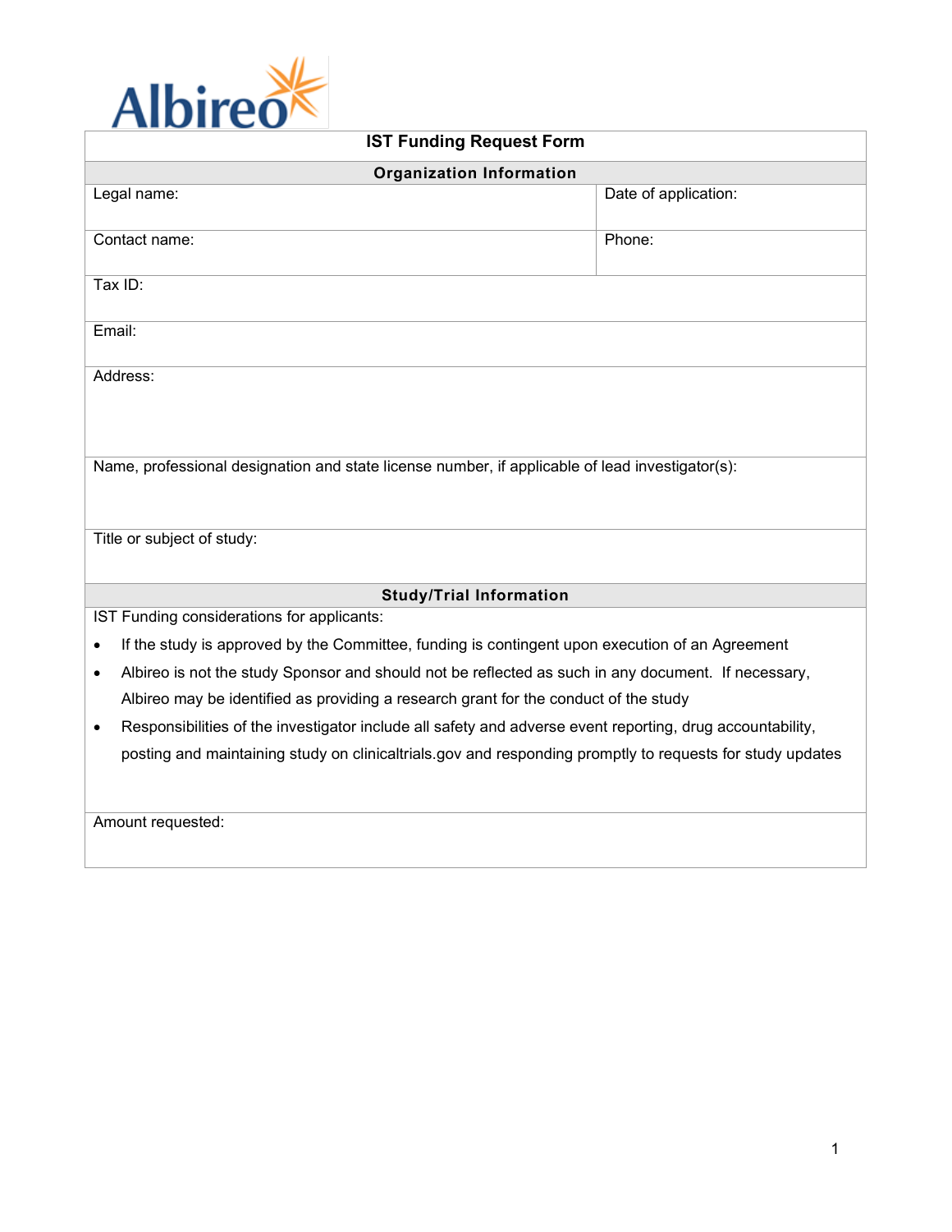Albireo

# IST Funding Request Form

## Organization Information

| Legal name: | Date of application: |
| --- | --- |
| Contact name: | Phone: |
| Tax ID: | |
| Email: | |
| Address: | |
| Name, professional designation and state license number, if applicable of lead investigator(s): | |
| Title or subject of study: | |

## Study/Trial Information

IST Funding considerations for applicants:

- If the study is approved by the Committee, funding is contingent upon execution of an Agreement
- Albireo is not the study Sponsor and should not be reflected as such in any document. If necessary, Albireo may be identified as providing a research grant for the conduct of the study
- Responsibilities of the investigator include all safety and adverse event reporting, drug accountability, posting and maintaining study on clinicaltrials.gov and responding promptly to requests for study updates

Amount requested: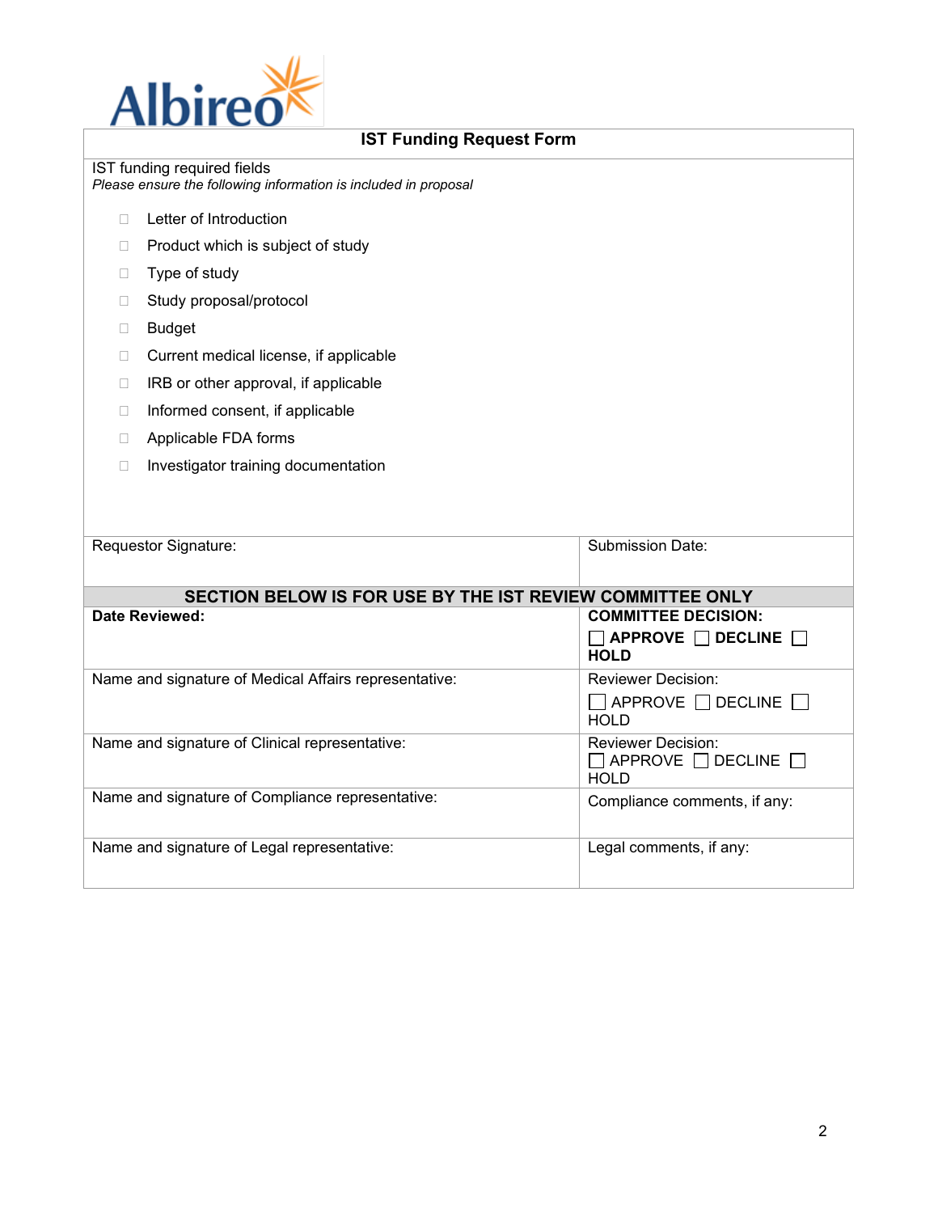Albireo

# IST Funding Request Form

IST funding required fields
*Please ensure the following information is included in proposal*

- ☐ Letter of Introduction
- ☐ Product which is subject of study
- ☐ Type of study
- ☐ Study proposal/protocol
- ☐ Budget
- ☐ Current medical license, if applicable
- ☐ IRB or other approval, if applicable
- ☐ Informed consent, if applicable
- ☐ Applicable FDA forms
- ☐ Investigator training documentation

| | |
|---|---|
| Requestor Signature: | Submission Date: |

**SECTION BELOW IS FOR USE BY THE IST REVIEW COMMITTEE ONLY**

| | |
|---|---|
| **Date Reviewed:** | **COMMITTEE DECISION:** ☐ **APPROVE** ☐ **DECLINE** ☐ **HOLD** |
| Name and signature of Medical Affairs representative: | Reviewer Decision: ☐ APPROVE ☐ DECLINE ☐ HOLD |
| Name and signature of Clinical representative: | Reviewer Decision: ☐ APPROVE ☐ DECLINE ☐ HOLD |
| Name and signature of Compliance representative: | Compliance comments, if any: |
| Name and signature of Legal representative: | Legal comments, if any: |